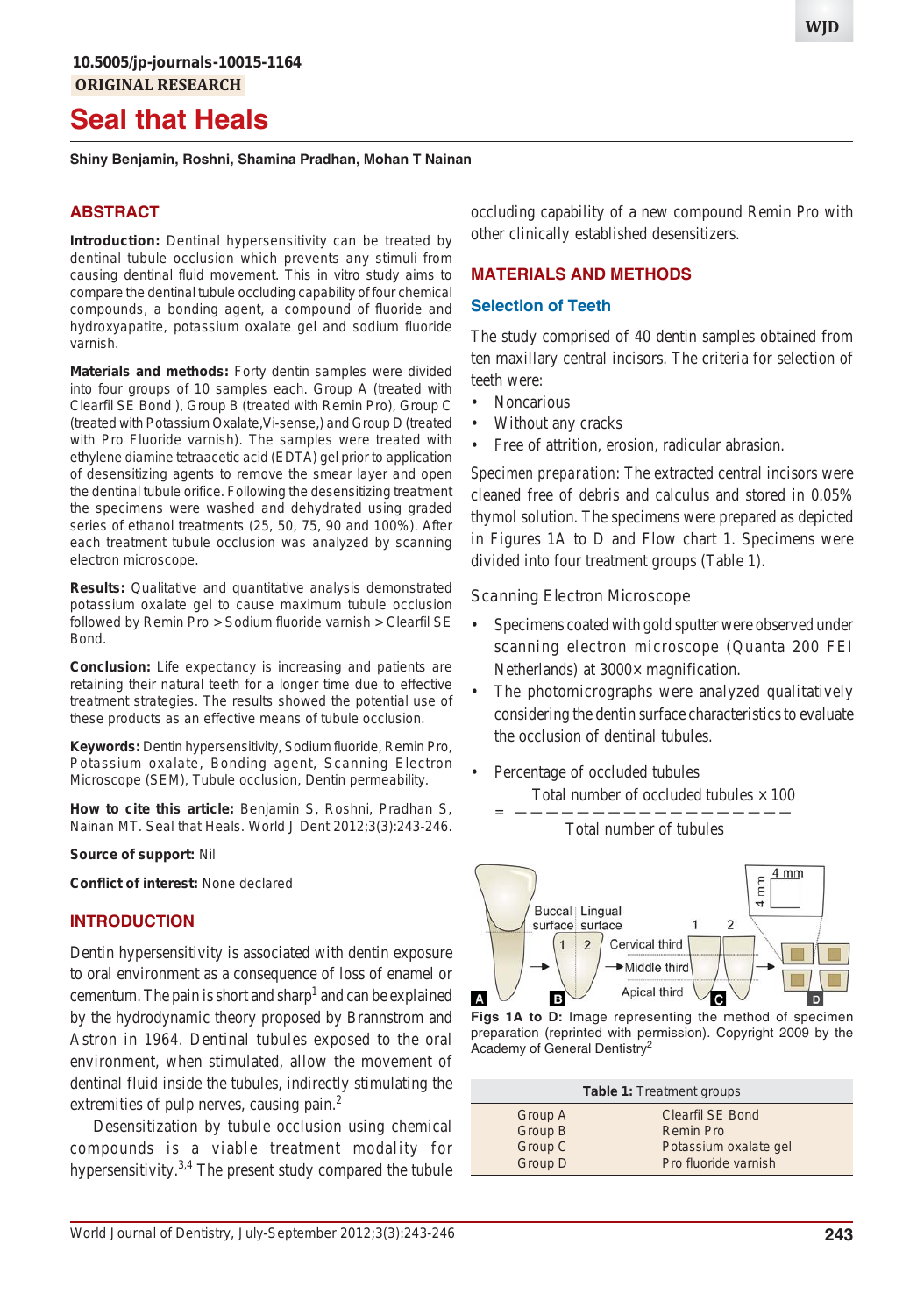10.5005/jp-journals-10015-1164

ORIGINAL RESEARCH

# Seal that Heals

**Shiny Benjamin, Roshni, Shamina Pradhan, Mohan T Nainan**

## ABSTRACT

**Introduction:** Dentinal hypersensitivity can be treated by dentinal tubule occlusion which prevents any stimuli from causing dentinal fluid movement. This in vitro study aims to compare the dentinal tubule occluding capability of four chemical compounds, a bonding agent, a compound of fluoride and hydroxyapatite, potassium oxalate gel and sodium fluoride varnish.

**Materials and methods:** Forty dentin samples were divided into four groups of 10 samples each. Group A (treated with Clearfil SE Bond ), Group B (treated with Remin Pro), Group C (treated with Potassium Oxalate,Vi-sense,) and Group D (treated with Pro Fluoride varnish). The samples were treated with ethylene diamine tetraacetic acid (EDTA) gel prior to application of desensitizing agents to remove the smear layer and open the dentinal tubule orifice. Following the desensitizing treatment the specimens were washed and dehydrated using graded series of ethanol treatments (25, 50, 75, 90 and 100%). After each treatment tubule occlusion was analyzed by scanning electron microscope.

**Results:** Qualitative and quantitative analysis demonstrated potassium oxalate gel to cause maximum tubule occlusion followed by Remin Pro > Sodium fluoride varnish > Clearfil SE Bond.

**Conclusion:** Life expectancy is increasing and patients are retaining their natural teeth for a longer time due to effective treatment strategies. The results showed the potential use of these products as an effective means of tubule occlusion.

**Keywords:** Dentin hypersensitivity, Sodium fluoride, Remin Pro, Potassium oxalate, Bonding agent, Scanning Electron Microscope (SEM), Tubule occlusion, Dentin permeability.

**How to cite this article:** Benjamin S, Roshni, Pradhan S, Nainan MT. Seal that Heals. World J Dent 2012;3(3):243-246.

**Source of support:** Nil

**Conflict of interest:** None declared

## INTRODUCTION

Dentin hypersensitivity is associated with dentin exposure to oral environment as a consequence of loss of enamel or cementum. The pain is short and sharp[1] and can be explained by the hydrodynamic theory proposed by Brannstrom and Astron in 1964. Dentinal tubules exposed to the oral environment, when stimulated, allow the movement of dentinal fluid inside the tubules, indirectly stimulating the extremities of pulp nerves, causing pain.[2]

Desensitization by tubule occlusion using chemical compounds is a viable treatment modality for hypersensitivity.[3,4] The present study compared the tubule occluding capability of a new compound Remin Pro with other clinically established desensitizers.

## MATERIALS AND METHODS

### Selection of Teeth

The study comprised of 40 dentin samples obtained from ten maxillary central incisors. The criteria for selection of teeth were:

- Noncarious
- Without any cracks
- Free of attrition, erosion, radicular abrasion.

*Specimen preparation:* The extracted central incisors were cleaned free of debris and calculus and stored in 0.05% thymol solution. The specimens were prepared as depicted in Figures 1A to D and Flow chart 1. Specimens were divided into four treatment groups (Table 1).

### Scanning Electron Microscope

- Specimens coated with gold sputter were observed under scanning electron microscope (Quanta 200 FEI Netherlands) at 3000× magnification.
- The photomicrographs were analyzed qualitatively considering the dentin surface characteristics to evaluate the occlusion of dentinal tubules.
- Percentage of occluded tubules

$$= \frac{\text{Total number of occluded tubules} \times 100}{\text{Total number of tubules}}$$

**Figs 1A to D:** Image representing the method of specimen preparation (reprinted with permission). Copyright 2009 by the Academy of General Dentistry[2]

**Table 1:** Treatment groups

| Group | Treatment |
|---|---|
| Group A | Clearfil SE Bond |
| Group B | Remin Pro |
| Group C | Potassium oxalate gel |
| Group D | Pro fluoride varnish |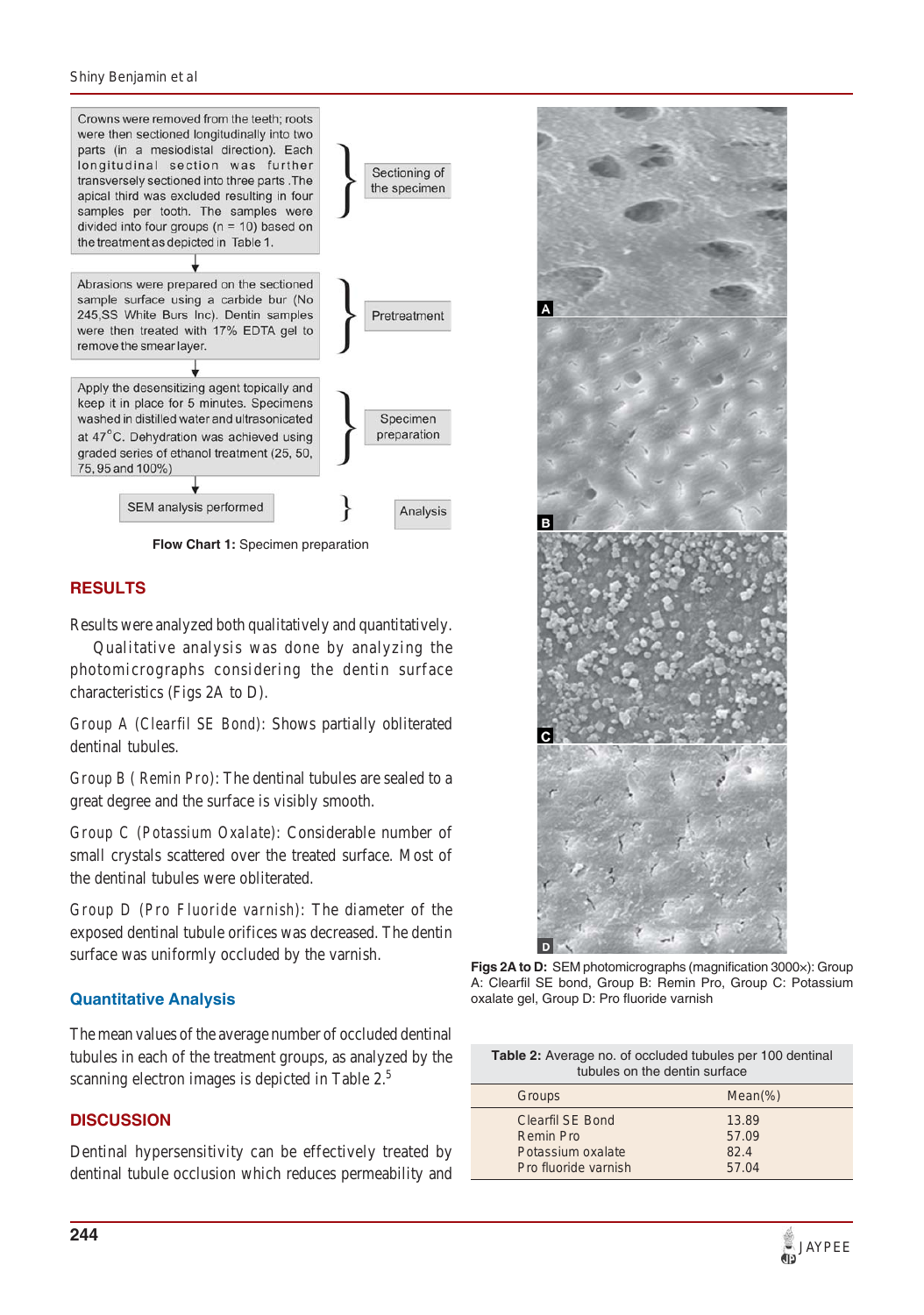Crowns were removed from the teeth; roots were then sectioned longitudinally into two parts (in a mesiodistal direction). Each longitudinal section was further transversely sectioned into three parts. The apical third was excluded resulting in four samples per tooth. The samples were divided into four groups (n = 10) based on the treatment as depicted in Table 1. } Sectioning of the specimen

↓

Abrasions were prepared on the sectioned sample surface using a carbide bur (No 245,SS White Burs Inc). Dentin samples were then treated with 17% EDTA gel to remove the smear layer. } Pretreatment

↓

Apply the desensitizing agent topically and keep it in place for 5 minutes. Specimens washed in distilled water and ultrasonicated at 47°C. Dehydration was achieved using graded series of ethanol treatment (25, 50, 75, 95 and 100%) } Specimen preparation

↓

SEM analysis performed } Analysis

**Flow Chart 1:** Specimen preparation

## RESULTS

Results were analyzed both qualitatively and quantitatively.

Qualitative analysis was done by analyzing the photomicrographs considering the dentin surface characteristics (Figs 2A to D).

Group A (Clearfil SE Bond): Shows partially obliterated dentinal tubules.

Group B ( Remin Pro): The dentinal tubules are sealed to a great degree and the surface is visibly smooth.

Group C (Potassium Oxalate): Considerable number of small crystals scattered over the treated surface. Most of the dentinal tubules were obliterated.

Group D (Pro Fluoride varnish): The diameter of the exposed dentinal tubule orifices was decreased. The dentin surface was uniformly occluded by the varnish.

### Quantitative Analysis

The mean values of the average number of occluded dentinal tubules in each of the treatment groups, as analyzed by the scanning electron images is depicted in Table 2.[5]

## DISCUSSION

Dentinal hypersensitivity can be effectively treated by dentinal tubule occlusion which reduces permeability and

**Figs 2A to D:** SEM photomicrographs (magnification 3000×): Group A: Clearfil SE bond, Group B: Remin Pro, Group C: Potassium oxalate gel, Group D: Pro fluoride varnish

**Table 2:** Average no. of occluded tubules per 100 dentinal tubules on the dentin surface

| Groups | Mean(%) |
|---|---|
| Clearfil SE Bond | 13.89 |
| Remin Pro | 57.09 |
| Potassium oxalate | 82.4 |
| Pro fluoride varnish | 57.04 |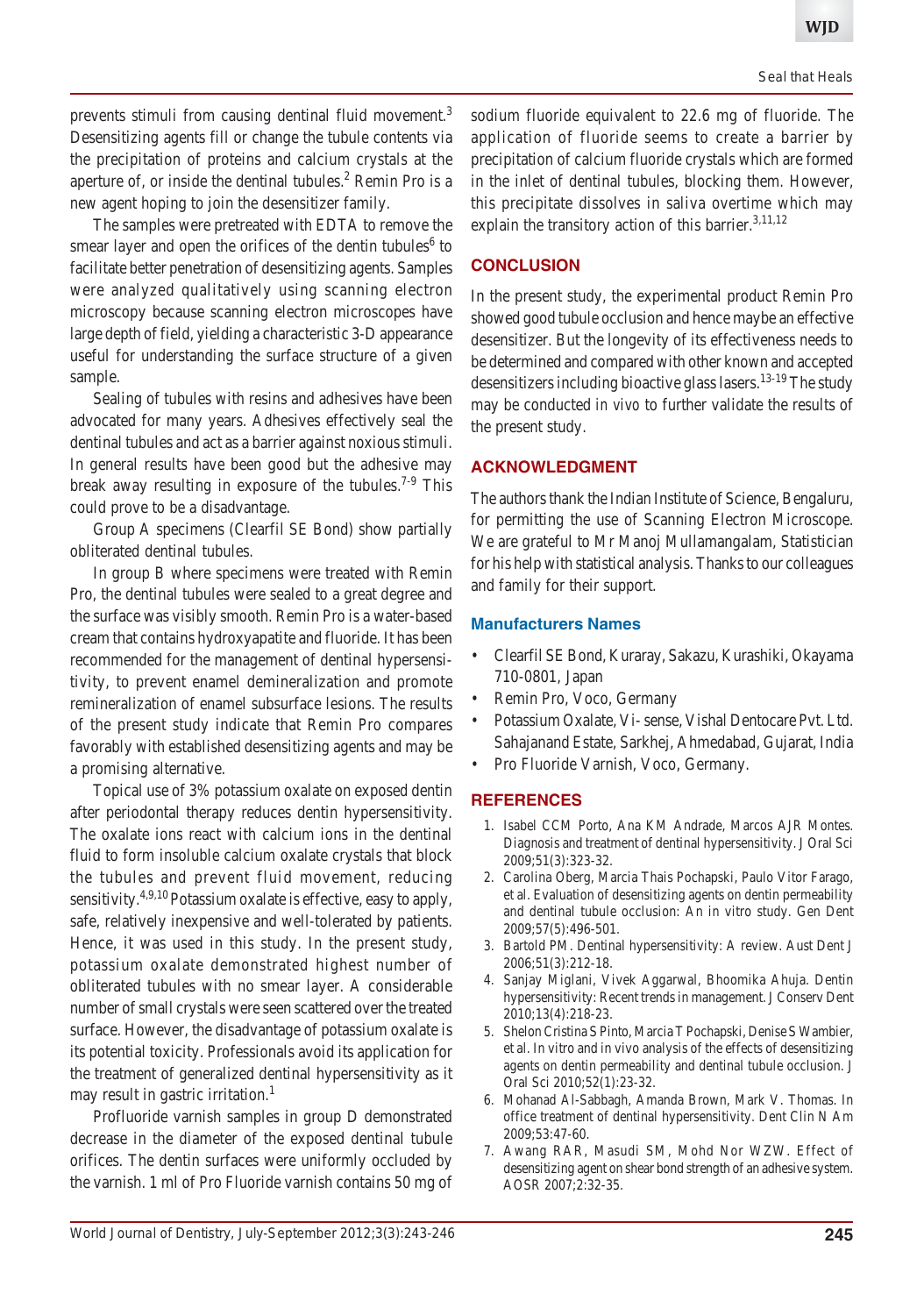prevents stimuli from causing dentinal fluid movement.[3] Desensitizing agents fill or change the tubule contents via the precipitation of proteins and calcium crystals at the aperture of, or inside the dentinal tubules.[2] Remin Pro is a new agent hoping to join the desensitizer family.

The samples were pretreated with EDTA to remove the smear layer and open the orifices of the dentin tubules[6] to facilitate better penetration of desensitizing agents. Samples were analyzed qualitatively using scanning electron microscopy because scanning electron microscopes have large depth of field, yielding a characteristic 3-D appearance useful for understanding the surface structure of a given sample.

Sealing of tubules with resins and adhesives have been advocated for many years. Adhesives effectively seal the dentinal tubules and act as a barrier against noxious stimuli. In general results have been good but the adhesive may break away resulting in exposure of the tubules.[7-9] This could prove to be a disadvantage.

Group A specimens (Clearfil SE Bond) show partially obliterated dentinal tubules.

In group B where specimens were treated with Remin Pro, the dentinal tubules were sealed to a great degree and the surface was visibly smooth. Remin Pro is a water-based cream that contains hydroxyapatite and fluoride. It has been recommended for the management of dentinal hypersensitivity, to prevent enamel demineralization and promote remineralization of enamel subsurface lesions. The results of the present study indicate that Remin Pro compares favorably with established desensitizing agents and may be a promising alternative.

Topical use of 3% potassium oxalate on exposed dentin after periodontal therapy reduces dentin hypersensitivity. The oxalate ions react with calcium ions in the dentinal fluid to form insoluble calcium oxalate crystals that block the tubules and prevent fluid movement, reducing sensitivity.[4,9,10] Potassium oxalate is effective, easy to apply, safe, relatively inexpensive and well-tolerated by patients. Hence, it was used in this study. In the present study, potassium oxalate demonstrated highest number of obliterated tubules with no smear layer. A considerable number of small crystals were seen scattered over the treated surface. However, the disadvantage of potassium oxalate is its potential toxicity. Professionals avoid its application for the treatment of generalized dentinal hypersensitivity as it may result in gastric irritation.[1]

Profluoride varnish samples in group D demonstrated decrease in the diameter of the exposed dentinal tubule orifices. The dentin surfaces were uniformly occluded by the varnish. 1 ml of Pro Fluoride varnish contains 50 mg of sodium fluoride equivalent to 22.6 mg of fluoride. The application of fluoride seems to create a barrier by precipitation of calcium fluoride crystals which are formed in the inlet of dentinal tubules, blocking them. However, this precipitate dissolves in saliva overtime which may explain the transitory action of this barrier.[3,11,12]

## CONCLUSION

In the present study, the experimental product Remin Pro showed good tubule occlusion and hence maybe an effective desensitizer. But the longevity of its effectiveness needs to be determined and compared with other known and accepted desensitizers including bioactive glass lasers.[13-19] The study may be conducted *in vivo* to further validate the results of the present study.

## ACKNOWLEDGMENT

The authors thank the Indian Institute of Science, Bengaluru, for permitting the use of Scanning Electron Microscope. We are grateful to Mr Manoj Mullamangalam, Statistician for his help with statistical analysis. Thanks to our colleagues and family for their support.

### Manufacturers Names

- Clearfil SE Bond, Kuraray, Sakazu, Kurashiki, Okayama 710-0801, Japan
- Remin Pro, Voco, Germany
- Potassium Oxalate, Vi- sense, Vishal Dentocare Pvt. Ltd. Sahajanand Estate, Sarkhej, Ahmedabad, Gujarat, India
- Pro Fluoride Varnish, Voco, Germany.

## REFERENCES

1. Isabel CCM Porto, Ana KM Andrade, Marcos AJR Montes. Diagnosis and treatment of dentinal hypersensitivity. J Oral Sci 2009;51(3):323-32.
2. Carolina Oberg, Marcia Thais Pochapski, Paulo Vitor Farago, et al. Evaluation of desensitizing agents on dentin permeability and dentinal tubule occlusion: An in vitro study. Gen Dent 2009;57(5):496-501.
3. Bartold PM. Dentinal hypersensitivity: A review. Aust Dent J 2006;51(3):212-18.
4. Sanjay Miglani, Vivek Aggarwal, Bhoomika Ahuja. Dentin hypersensitivity: Recent trends in management. J Conserv Dent 2010;13(4):218-23.
5. Shelon Cristina S Pinto, Marcia T Pochapski, Denise S Wambier, et al. In vitro and in vivo analysis of the effects of desensitizing agents on dentin permeability and dentinal tubule occlusion. J Oral Sci 2010;52(1):23-32.
6. Mohanad Al-Sabbagh, Amanda Brown, Mark V. Thomas. In office treatment of dentinal hypersensitivity. Dent Clin N Am 2009;53:47-60.
7. Awang RAR, Masudi SM, Mohd Nor WZW. Effect of desensitizing agent on shear bond strength of an adhesive system. AOSR 2007;2:32-35.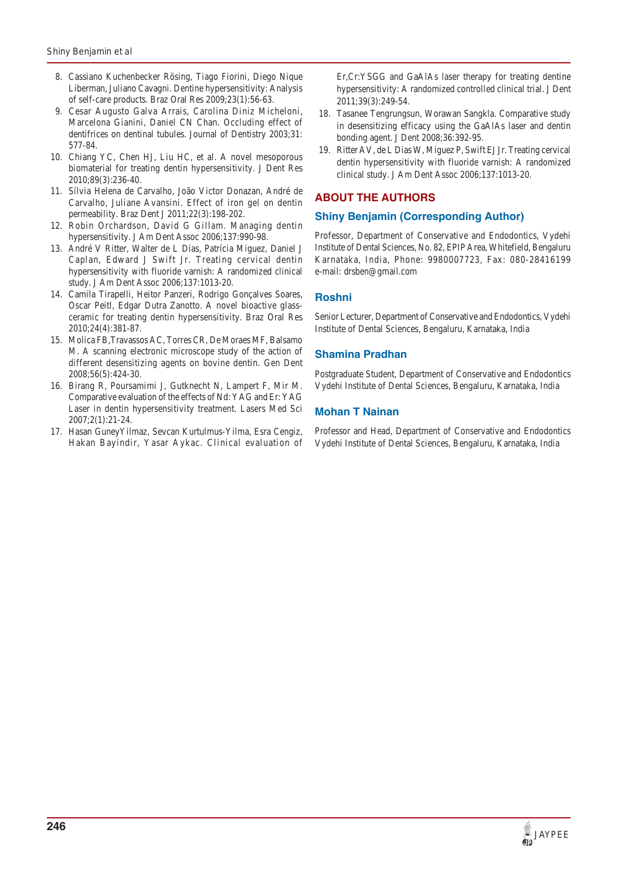8. Cassiano Kuchenbecker Rösing, Tiago Fiorini, Diego Nique Liberman, Juliano Cavagni. Dentine hypersensitivity: Analysis of self-care products. Braz Oral Res 2009;23(1):56-63.
9. Cesar Augusto Galva Arrais, Carolina Diniz Micheloni, Marcelona Gianini, Daniel CN Chan. Occluding effect of dentifrices on dentinal tubules. Journal of Dentistry 2003;31: 577-84.
10. Chiang YC, Chen HJ, Liu HC, et al. A novel mesoporous biomaterial for treating dentin hypersensitivity. J Dent Res 2010;89(3):236-40.
11. Sílvia Helena de Carvalho, João Victor Donazan, André de Carvalho, Juliane Avansini. Effect of iron gel on dentin permeability. Braz Dent J 2011;22(3):198-202.
12. Robin Orchardson, David G Gillam. Managing dentin hypersensitivity. J Am Dent Assoc 2006;137:990-98.
13. André V Ritter, Walter de L Dias, Patrícia Miguez, Daniel J Caplan, Edward J Swift Jr. Treating cervical dentin hypersensitivity with fluoride varnish: A randomized clinical study. J Am Dent Assoc 2006;137:1013-20.
14. Camila Tirapelli, Heitor Panzeri, Rodrigo Gonçalves Soares, Oscar Peitl, Edgar Dutra Zanotto. A novel bioactive glass-ceramic for treating dentin hypersensitivity. Braz Oral Res 2010;24(4):381-87.
15. Molica FB,Travassos AC, Torres CR, De Moraes MF, Balsamo M. A scanning electronic microscope study of the action of different desensitizing agents on bovine dentin. Gen Dent 2008;56(5):424-30.
16. Birang R, Poursamimi J, Gutknecht N, Lampert F, Mir M. Comparative evaluation of the effects of Nd: YAG and Er: YAG Laser in dentin hypersensitivity treatment. Lasers Med Sci 2007;2(1):21-24.
17. Hasan GuneyYilmaz, Sevcan Kurtulmus-Yilma, Esra Cengiz, Hakan Bayindir, Yasar Aykac. Clinical evaluation of Er,Cr:YSGG and GaAlAs laser therapy for treating dentine hypersensitivity: A randomized controlled clinical trial. J Dent 2011;39(3):249-54.
18. Tasanee Tengrungsun, Worawan Sangkla. Comparative study in desensitizing efficacy using the GaAlAs laser and dentin bonding agent. J Dent 2008;36:392-95.
19. Ritter AV, de L Dias W, Miguez P, Swift EJ Jr. Treating cervical dentin hypersensitivity with fluoride varnish: A randomized clinical study. J Am Dent Assoc 2006;137:1013-20.

## ABOUT THE AUTHORS

### Shiny Benjamin (Corresponding Author)

Professor, Department of Conservative and Endodontics, Vydehi Institute of Dental Sciences, No. 82, EPIP Area, Whitefield, Bengaluru Karnataka, India, Phone: 9980007723, Fax: 080-28416199 e-mail: drsben@gmail.com

### Roshni

Senior Lecturer, Department of Conservative and Endodontics, Vydehi Institute of Dental Sciences, Bengaluru, Karnataka, India

### Shamina Pradhan

Postgraduate Student, Department of Conservative and Endodontics Vydehi Institute of Dental Sciences, Bengaluru, Karnataka, India

### Mohan T Nainan

Professor and Head, Department of Conservative and Endodontics Vydehi Institute of Dental Sciences, Bengaluru, Karnataka, India